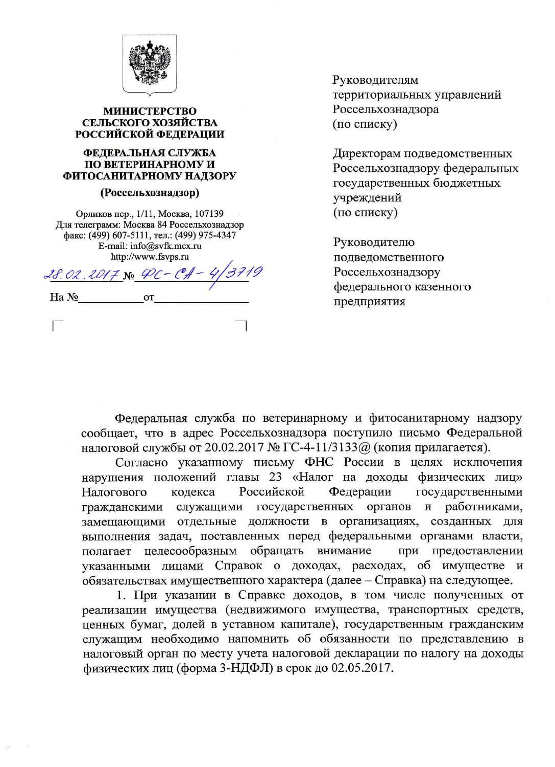**МИНИСТЕРСТВО СЕЛЬСКОГО ХОЗЯЙСТВА РОССИЙСКОЙ ФЕДЕРАЦИИ**

**ФЕДЕРАЛЬНАЯ СЛУЖБА ПО ВЕТЕРИНАРНОМУ И ФИТОСАНИТАРНОМУ НАДЗОРУ**

**(Россельхознадзор)**

Орликов пер., 1/11, Москва, 107139
Для телеграмм: Москва 84 Россельхознадзор
факс: (499) 607-5111, тел.: (499) 975-4347
E-mail: info@svfk.mcx.ru
http://www.fsvps.ru

28.02.2017 № ФС-СА-4/3719

На №\_\_\_\_\_\_\_\_\_\_ от\_\_\_\_\_\_\_\_\_\_\_\_\_\_\_\_

Руководителям территориальных управлений Россельхознадзора (по списку)

Директорам подведомственных Россельхознадзору федеральных государственных бюджетных учреждений (по списку)

Руководителю подведомственного Россельхознадзору федерального казенного предприятия

Федеральная служба по ветеринарному и фитосанитарному надзору сообщает, что в адрес Россельхознадзора поступило письмо Федеральной налоговой службы от 20.02.2017 № ГС-4-11/3133@ (копия прилагается).

Согласно указанному письму ФНС России в целях исключения нарушения положений главы 23 «Налог на доходы физических лиц» Налогового кодекса Российской Федерации государственными гражданскими служащими государственных органов и работниками, замещающими отдельные должности в организациях, созданных для выполнения задач, поставленных перед федеральными органами власти, полагает целесообразным обращать внимание при предоставлении указанными лицами Справок о доходах, расходах, об имуществе и обязательствах имущественного характера (далее – Справка) на следующее.

1. При указании в Справке доходов, в том числе полученных от реализации имущества (недвижимого имущества, транспортных средств, ценных бумаг, долей в уставном капитале), государственным гражданским служащим необходимо напомнить об обязанности по представлению в налоговый орган по месту учета налоговой декларации по налогу на доходы физических лиц (форма 3-НДФЛ) в срок до 02.05.2017.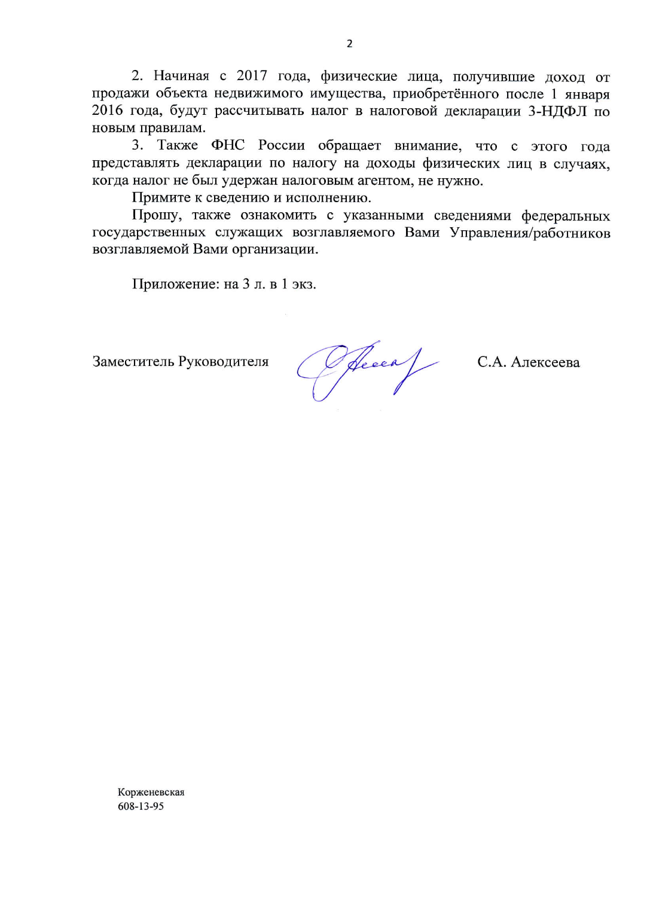2. Начиная с 2017 года, физические лица, получившие доход от продажи объекта недвижимого имущества, приобретённого после 1 января 2016 года, будут рассчитывать налог в налоговой декларации 3-НДФЛ по новым правилам.

3. Также ФНС России обращает внимание, что с этого года представлять декларации по налогу на доходы физических лиц в случаях, когда налог не был удержан налоговым агентом, не нужно.

Примите к сведению и исполнению.

Прошу, также ознакомить с указанными сведениями федеральных государственных служащих возглавляемого Вами Управления/работников возглавляемой Вами организации.

Приложение: на 3 л. в 1 экз.

Заместитель Руководителя С.А. Алексеева

Корженевская
608-13-95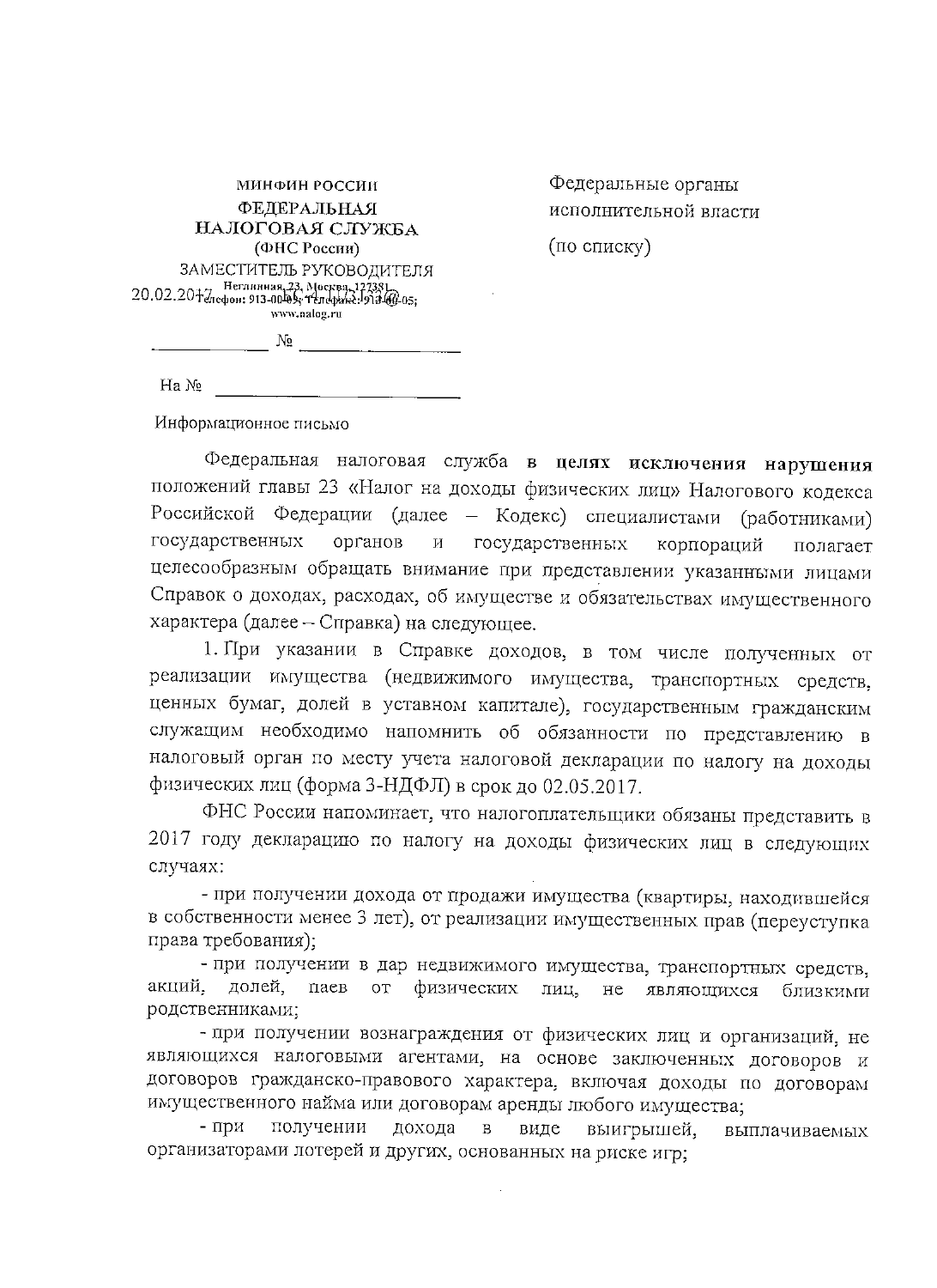МИНФИН РОССИИ
ФЕДЕРАЛЬНАЯ НАЛОГОВАЯ СЛУЖБА
(ФНС России)
ЗАМЕСТИТЕЛЬ РУКОВОДИТЕЛЯ
Неглинная, 23, Москва, 127381,
Телефон: 913-00-09; Телефакс: 913-00-05;
www.nalog.ru

20.02.2017 № БС-4-11/3133@

________ № ______________

На № ______________

Федеральные органы исполнительной власти

(по списку)

Информационное письмо

Федеральная налоговая служба **в целях исключения нарушения** положений главы 23 «Налог на доходы физических лиц» Налогового кодекса Российской Федерации (далее – Кодекс) специалистами (работниками) государственных органов и государственных корпораций полагает целесообразным обращать внимание при представлении указанными лицами Справок о доходах, расходах, об имуществе и обязательствах имущественного характера (далее – Справка) на следующее.

1. При указании в Справке доходов, в том числе полученных от реализации имущества (недвижимого имущества, транспортных средств, ценных бумаг, долей в уставном капитале), государственным гражданским служащим необходимо напомнить об обязанности по представлению в налоговый орган по месту учета налоговой декларации по налогу на доходы физических лиц (форма 3-НДФЛ) в срок до 02.05.2017.

ФНС России напоминает, что налогоплательщики обязаны представить в 2017 году декларацию по налогу на доходы физических лиц в следующих случаях:

- при получении дохода от продажи имущества (квартиры, находившейся в собственности менее 3 лет), от реализации имущественных прав (переуступка права требования);
- при получении в дар недвижимого имущества, транспортных средств, акций, долей, паев от физических лиц, не являющихся близкими родственниками;
- при получении вознаграждения от физических лиц и организаций, не являющихся налоговыми агентами, на основе заключенных договоров и договоров гражданско-правового характера, включая доходы по договорам имущественного найма или договорам аренды любого имущества;
- при получении дохода в виде выигрышей, выплачиваемых организаторами лотерей и других, основанных на риске игр;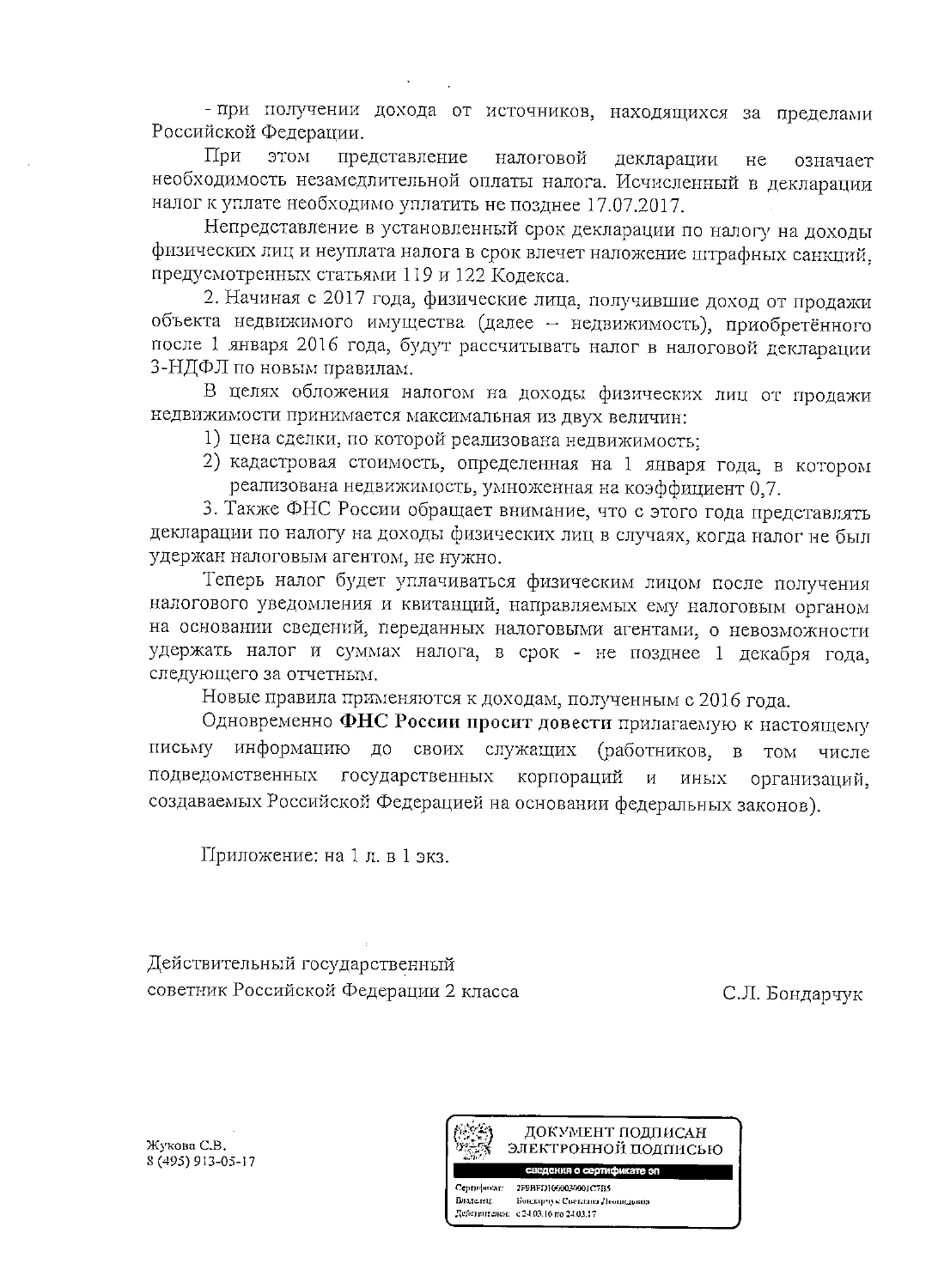- при получении дохода от источников, находящихся за пределами Российской Федерации.

При этом представление налоговой декларации не означает необходимость незамедлительной оплаты налога. Исчисленный в декларации налог к уплате необходимо уплатить не позднее 17.07.2017.

Непредставление в установленный срок декларации по налогу на доходы физических лиц и неуплата налога в срок влечет наложение штрафных санкций, предусмотренных статьями 119 и 122 Кодекса.

2. Начиная с 2017 года, физические лица, получившие доход от продажи объекта недвижимого имущества (далее – недвижимость), приобретённого после 1 января 2016 года, будут рассчитывать налог в налоговой декларации 3-НДФЛ по новым правилам.

В целях обложения налогом на доходы физических лиц от продажи недвижимости принимается максимальная из двух величин:

1) цена сделки, по которой реализована недвижимость;
2) кадастровая стоимость, определенная на 1 января года, в котором реализована недвижимость, умноженная на коэффициент 0,7.

3. Также ФНС России обращает внимание, что с этого года представлять декларации по налогу на доходы физических лиц в случаях, когда налог не был удержан налоговым агентом, не нужно.

Теперь налог будет уплачиваться физическим лицом после получения налогового уведомления и квитанций, направляемых ему налоговым органом на основании сведений, переданных налоговыми агентами, о невозможности удержать налог и суммах налога, в срок - не позднее 1 декабря года, следующего за отчетным.

Новые правила применяются к доходам, полученным с 2016 года.

Одновременно **ФНС России просит довести** прилагаемую к настоящему письму информацию до своих служащих (работников, в том числе подведомственных государственных корпораций и иных организаций, создаваемых Российской Федерацией на основании федеральных законов).

Приложение: на 1 л. в 1 экз.

Действительный государственный советник Российской Федерации 2 класса — С.Л. Бондарчук

Жукова С.В.
8 (495) 913-05-17

ДОКУМЕНТ ПОДПИСАН ЭЛЕКТРОННОЙ ПОДПИСЬЮ
сведения о сертификате эп
Сертификат: 2F9BFD1000030001C7B5
Владелец: Бондарчук Светлана Леонидовна
Действителен: с 24.03.16 по 24.03.17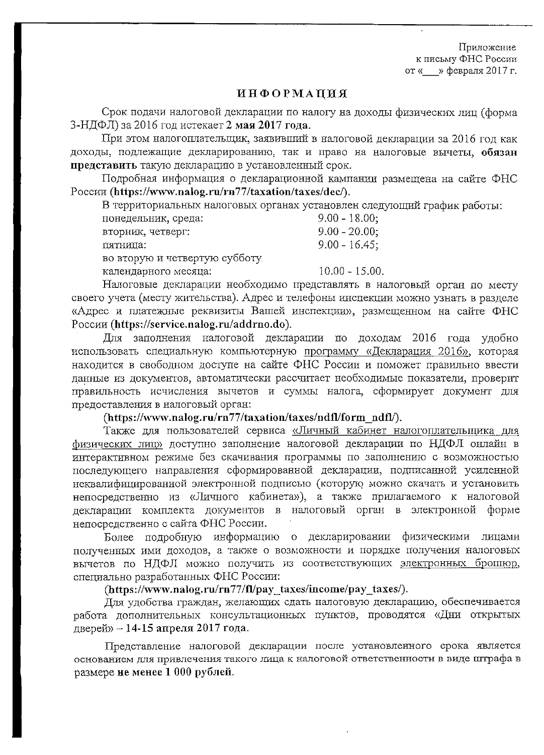Приложение
к письму ФНС России
от «___» февраля 2017 г.

# ИНФОРМАЦИЯ

Срок подачи налоговой декларации по налогу на доходы физических лиц (форма 3-НДФЛ) за 2016 год истекает **2 мая 2017 года**.

При этом налогоплательщик, заявивший в налоговой декларации за 2016 год как доходы, подлежащие декларированию, так и право на налоговые вычеты, **обязан представить** такую декларацию в установленный срок.

Подробная информация о декларационной кампании размещена на сайте ФНС России (**https://www.nalog.ru/rn77/taxation/taxes/dec/**).

В территориальных налоговых органах установлен следующий график работы:

| | |
|---|---|
| понедельник, среда: | 9.00 - 18.00; |
| вторник, четверг: | 9.00 - 20.00; |
| пятница: | 9.00 - 16.45; |
| во вторую и четвертую субботу календарного месяца: | 10.00 - 15.00. |

Налоговые декларации необходимо представлять в налоговый орган по месту своего учета (месту жительства). Адрес и телефоны инспекции можно узнать в разделе «Адрес и платежные реквизиты Вашей инспекции», размещенном на сайте ФНС России (**https://service.nalog.ru/addrno.do**).

Для заполнения налоговой декларации по доходам 2016 года удобно использовать специальную компьютерную программу «Декларация 2016», которая находится в свободном доступе на сайте ФНС России и поможет правильно ввести данные из документов, автоматически рассчитает необходимые показатели, проверит правильность исчисления вычетов и суммы налога, сформирует документ для предоставления в налоговый орган:

(**https://www.nalog.ru/rn77/taxation/taxes/ndfl/form_ndfl/**).

Также для пользователей сервиса «Личный кабинет налогоплательщика для физических лиц» доступно заполнение налоговой декларации по НДФЛ онлайн в интерактивном режиме без скачивания программы по заполнению с возможностью последующего направления сформированной декларации, подписанной усиленной неквалифицированной электронной подписью (которую можно скачать и установить непосредственно из «Личного кабинета»), а также прилагаемого к налоговой декларации комплекта документов в налоговый орган в электронной форме непосредственно с сайта ФНС России.

Более подробную информацию о декларировании физическими лицами полученных ими доходов, а также о возможности и порядке получения налоговых вычетов по НДФЛ можно получить из соответствующих электронных брошюр, специально разработанных ФНС России:

(**https://www.nalog.ru/rn77/fl/pay_taxes/income/pay_taxes/**).

Для удобства граждан, желающих сдать налоговую декларацию, обеспечивается работа дополнительных консультационных пунктов, проводятся «Дни открытых дверей» – **14-15 апреля 2017 года**.

Представление налоговой декларации после установленного срока является основанием для привлечения такого лица к налоговой ответственности в виде штрафа в размере **не менее 1 000 рублей**.